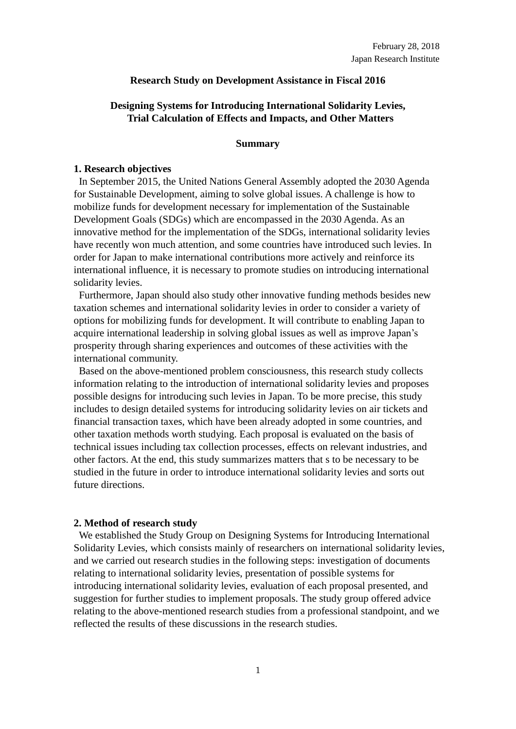February 28, 2018
Japan Research Institute

**Research Study on Development Assistance in Fiscal 2016**

# Designing Systems for Introducing International Solidarity Levies, Trial Calculation of Effects and Impacts, and Other Matters

**Summary**

## 1. Research objectives

In September 2015, the United Nations General Assembly adopted the 2030 Agenda for Sustainable Development, aiming to solve global issues. A challenge is how to mobilize funds for development necessary for implementation of the Sustainable Development Goals (SDGs) which are encompassed in the 2030 Agenda. As an innovative method for the implementation of the SDGs, international solidarity levies have recently won much attention, and some countries have introduced such levies. In order for Japan to make international contributions more actively and reinforce its international influence, it is necessary to promote studies on introducing international solidarity levies.

Furthermore, Japan should also study other innovative funding methods besides new taxation schemes and international solidarity levies in order to consider a variety of options for mobilizing funds for development. It will contribute to enabling Japan to acquire international leadership in solving global issues as well as improve Japan's prosperity through sharing experiences and outcomes of these activities with the international community.

Based on the above-mentioned problem consciousness, this research study collects information relating to the introduction of international solidarity levies and proposes possible designs for introducing such levies in Japan. To be more precise, this study includes to design detailed systems for introducing solidarity levies on air tickets and financial transaction taxes, which have been already adopted in some countries, and other taxation methods worth studying. Each proposal is evaluated on the basis of technical issues including tax collection processes, effects on relevant industries, and other factors. At the end, this study summarizes matters that s to be necessary to be studied in the future in order to introduce international solidarity levies and sorts out future directions.

## 2. Method of research study

We established the Study Group on Designing Systems for Introducing International Solidarity Levies, which consists mainly of researchers on international solidarity levies, and we carried out research studies in the following steps: investigation of documents relating to international solidarity levies, presentation of possible systems for introducing international solidarity levies, evaluation of each proposal presented, and suggestion for further studies to implement proposals. The study group offered advice relating to the above-mentioned research studies from a professional standpoint, and we reflected the results of these discussions in the research studies.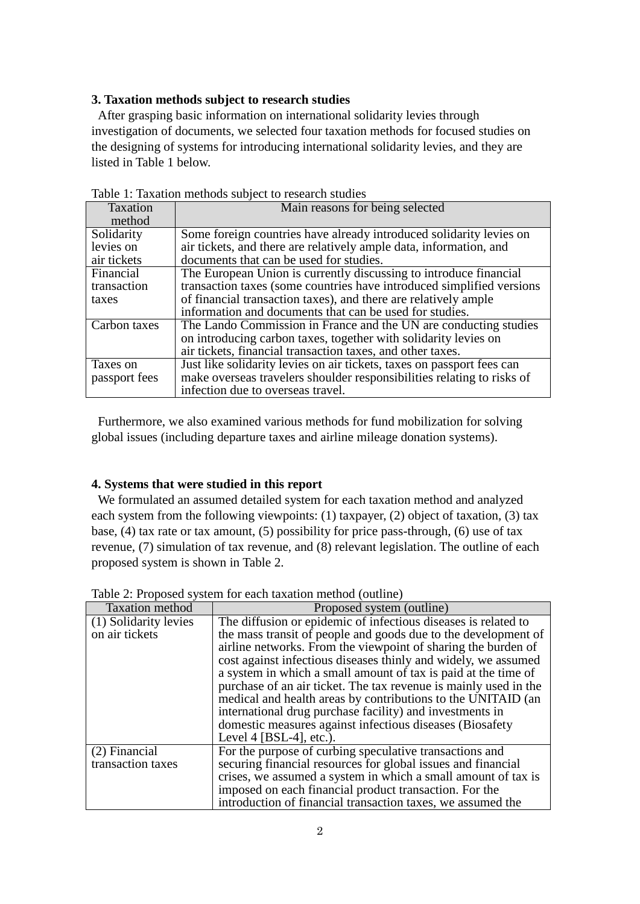### 3. Taxation methods subject to research studies

After grasping basic information on international solidarity levies through investigation of documents, we selected four taxation methods for focused studies on the designing of systems for introducing international solidarity levies, and they are listed in Table 1 below.

Table 1: Taxation methods subject to research studies

| Taxation method | Main reasons for being selected |
|---|---|
| Solidarity levies on air tickets | Some foreign countries have already introduced solidarity levies on air tickets, and there are relatively ample data, information, and documents that can be used for studies. |
| Financial transaction taxes | The European Union is currently discussing to introduce financial transaction taxes (some countries have introduced simplified versions of financial transaction taxes), and there are relatively ample information and documents that can be used for studies. |
| Carbon taxes | The Lando Commission in France and the UN are conducting studies on introducing carbon taxes, together with solidarity levies on air tickets, financial transaction taxes, and other taxes. |
| Taxes on passport fees | Just like solidarity levies on air tickets, taxes on passport fees can make overseas travelers shoulder responsibilities relating to risks of infection due to overseas travel. |

Furthermore, we also examined various methods for fund mobilization for solving global issues (including departure taxes and airline mileage donation systems).

### 4. Systems that were studied in this report

We formulated an assumed detailed system for each taxation method and analyzed each system from the following viewpoints: (1) taxpayer, (2) object of taxation, (3) tax base, (4) tax rate or tax amount, (5) possibility for price pass-through, (6) use of tax revenue, (7) simulation of tax revenue, and (8) relevant legislation. The outline of each proposed system is shown in Table 2.

Table 2: Proposed system for each taxation method (outline)

| Taxation method | Proposed system (outline) |
|---|---|
| (1) Solidarity levies on air tickets | The diffusion or epidemic of infectious diseases is related to the mass transit of people and goods due to the development of airline networks. From the viewpoint of sharing the burden of cost against infectious diseases thinly and widely, we assumed a system in which a small amount of tax is paid at the time of purchase of an air ticket. The tax revenue is mainly used in the medical and health areas by contributions to the UNITAID (an international drug purchase facility) and investments in domestic measures against infectious diseases (Biosafety Level 4 [BSL-4], etc.). |
| (2) Financial transaction taxes | For the purpose of curbing speculative transactions and securing financial resources for global issues and financial crises, we assumed a system in which a small amount of tax is imposed on each financial product transaction. For the introduction of financial transaction taxes, we assumed the |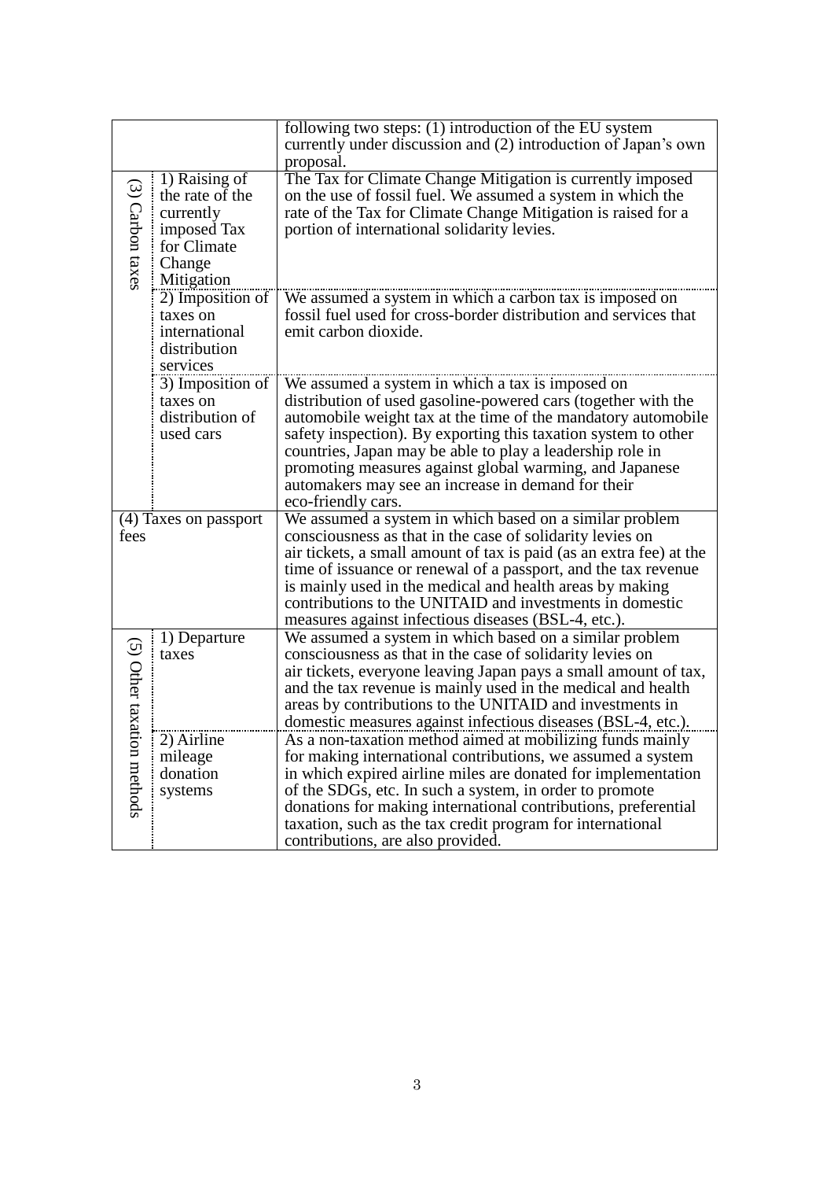| | | |
|---|---|---|
| | | following two steps: (1) introduction of the EU system currently under discussion and (2) introduction of Japan's own proposal. |
| (3) Carbon taxes | 1) Raising of the rate of the currently imposed Tax for Climate Change Mitigation | The Tax for Climate Change Mitigation is currently imposed on the use of fossil fuel. We assumed a system in which the rate of the Tax for Climate Change Mitigation is raised for a portion of international solidarity levies. |
| | 2) Imposition of taxes on international distribution services | We assumed a system in which a carbon tax is imposed on fossil fuel used for cross-border distribution and services that emit carbon dioxide. |
| | 3) Imposition of taxes on distribution of used cars | We assumed a system in which a tax is imposed on distribution of used gasoline-powered cars (together with the automobile weight tax at the time of the mandatory automobile safety inspection). By exporting this taxation system to other countries, Japan may be able to play a leadership role in promoting measures against global warming, and Japanese automakers may see an increase in demand for their eco-friendly cars. |
| (4) Taxes on passport fees | | We assumed a system in which based on a similar problem consciousness as that in the case of solidarity levies on air tickets, a small amount of tax is paid (as an extra fee) at the time of issuance or renewal of a passport, and the tax revenue is mainly used in the medical and health areas by making contributions to the UNITAID and investments in domestic measures against infectious diseases (BSL-4, etc.). |
| (5) Other taxation methods | 1) Departure taxes | We assumed a system in which based on a similar problem consciousness as that in the case of solidarity levies on air tickets, everyone leaving Japan pays a small amount of tax, and the tax revenue is mainly used in the medical and health areas by contributions to the UNITAID and investments in domestic measures against infectious diseases (BSL-4, etc.). |
| | 2) Airline mileage donation systems | As a non-taxation method aimed at mobilizing funds mainly for making international contributions, we assumed a system in which expired airline miles are donated for implementation of the SDGs, etc. In such a system, in order to promote donations for making international contributions, preferential taxation, such as the tax credit program for international contributions, are also provided. |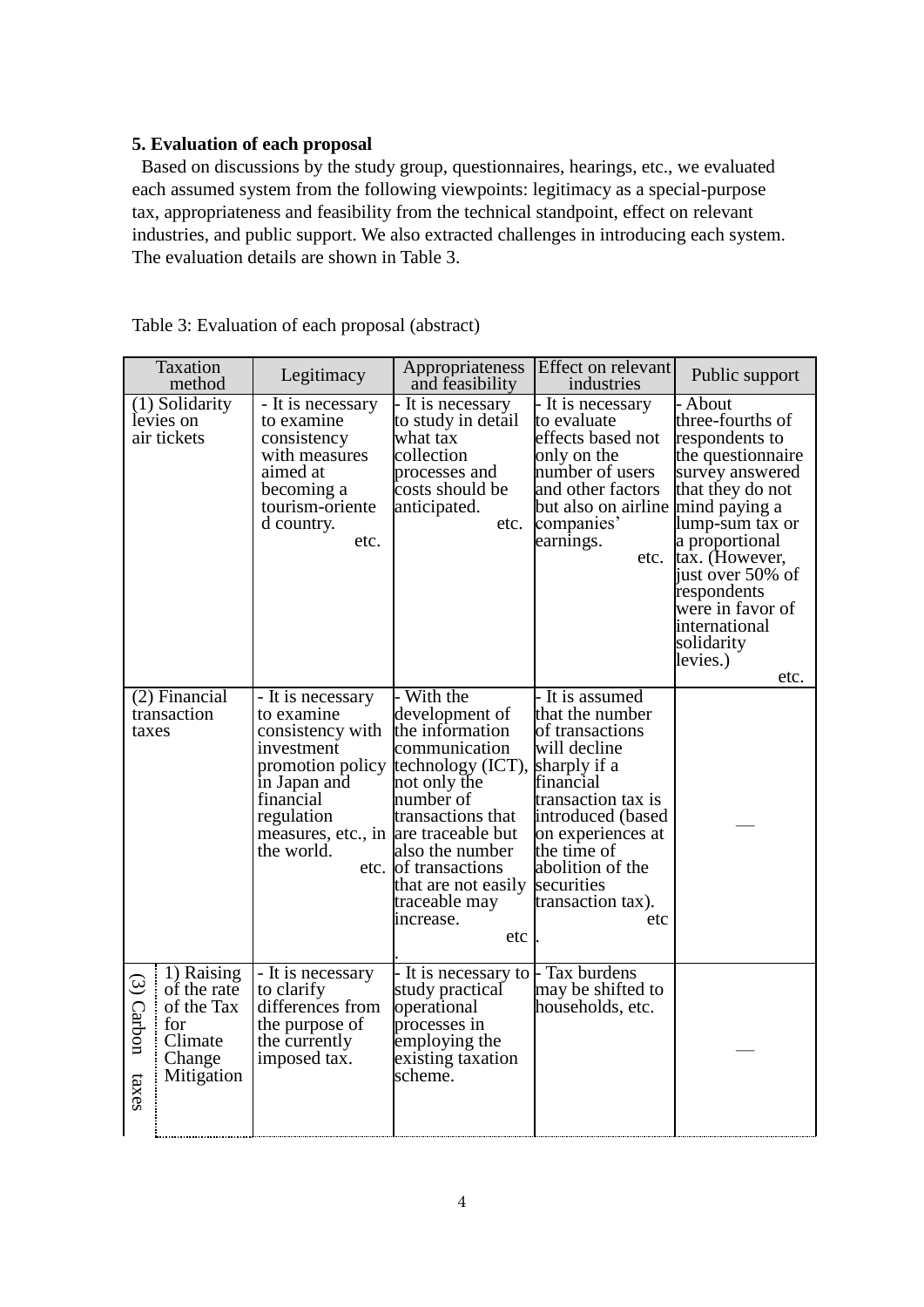**5. Evaluation of each proposal**

Based on discussions by the study group, questionnaires, hearings, etc., we evaluated each assumed system from the following viewpoints: legitimacy as a special-purpose tax, appropriateness and feasibility from the technical standpoint, effect on relevant industries, and public support. We also extracted challenges in introducing each system. The evaluation details are shown in Table 3.

Table 3: Evaluation of each proposal (abstract)

| Taxation method | | Legitimacy | Appropriateness and feasibility | Effect on relevant industries | Public support |
|---|---|---|---|---|---|
| (1) Solidarity levies on air tickets | | - It is necessary to examine consistency with measures aimed at becoming a tourism-oriented country. etc. | - It is necessary to study in detail what tax collection processes and costs should be anticipated. etc. | - It is necessary to evaluate effects based not only on the number of users and other factors but also on airline companies' earnings. etc. | - About three-fourths of respondents to the questionnaire survey answered that they do not mind paying a lump-sum tax or a proportional tax. (However, just over 50% of respondents were in favor of international solidarity levies.) etc. |
| (2) Financial transaction taxes | | - It is necessary to examine consistency with investment promotion policy in Japan and financial regulation measures, etc., in the world. etc. | - With the development of the information communication technology (ICT), not only the number of transactions that are traceable but also the number of transactions that are not easily traceable may increase. etc. | - It is assumed that the number of transactions will decline sharply if a financial transaction tax is introduced (based on experiences at the time of abolition of the securities transaction tax). etc. | — |
| (3) Carbon taxes | 1) Raising of the rate of the Tax for Climate Change Mitigation | - It is necessary to clarify differences from the purpose of the currently imposed tax. | - It is necessary to study practical operational processes in employing the existing taxation scheme. | - Tax burdens may be shifted to households, etc. | — |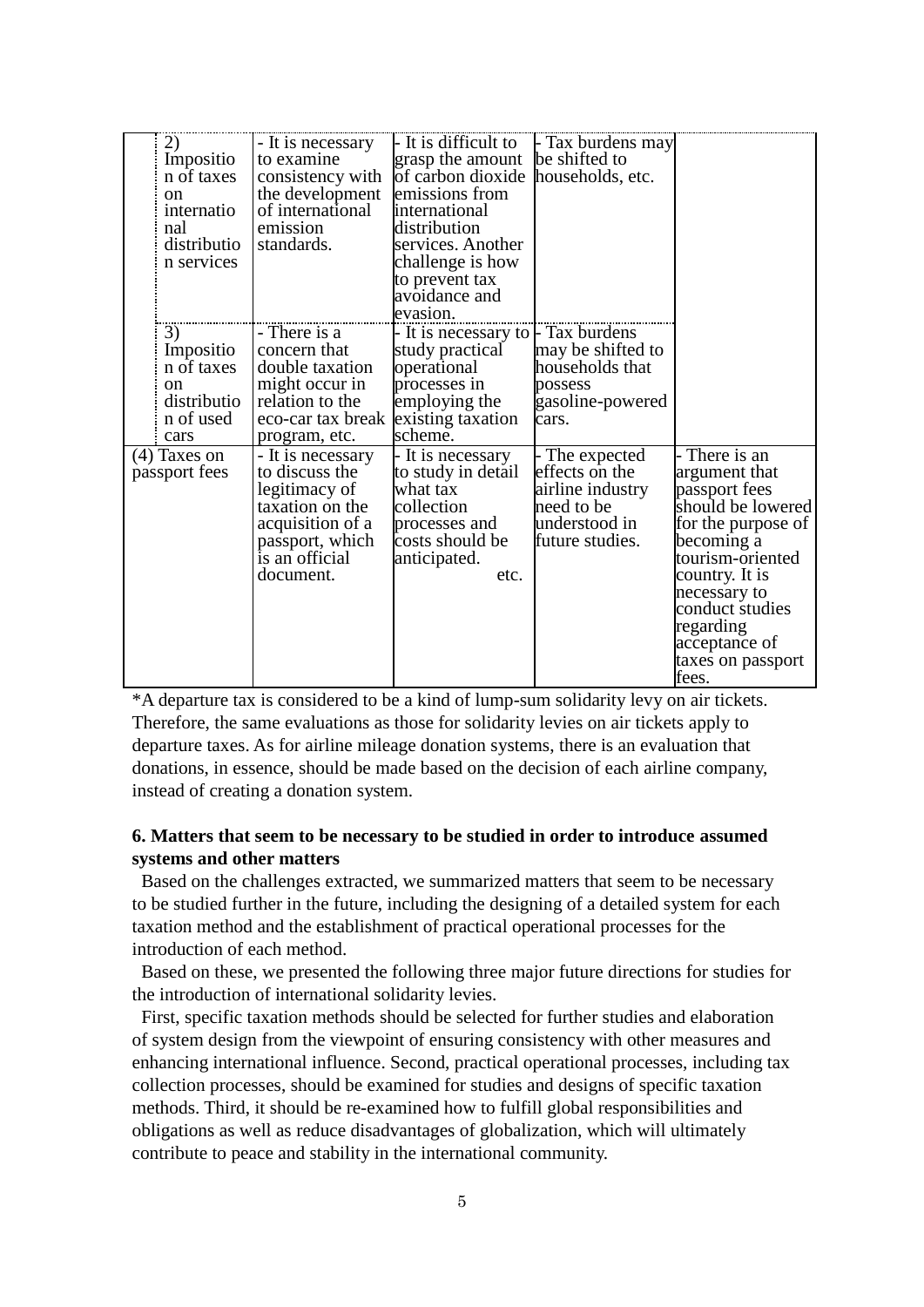| | | | | | |
|---|---|---|---|---|---|
| | 2) Imposition of taxes on international distribution services | - It is necessary to examine consistency with the development of international emission standards. | - It is difficult to grasp the amount of carbon dioxide emissions from international distribution services. Another challenge is how to prevent tax avoidance and evasion. | - Tax burdens may be shifted to households, etc. | |
| | 3) Imposition of taxes on distribution of used cars | - There is a concern that double taxation might occur in relation to the eco-car tax break program, etc. | - It is necessary to study practical operational processes in employing the existing taxation scheme. | - Tax burdens may be shifted to households that possess gasoline-powered cars. | |
| (4) Taxes on passport fees | | - It is necessary to discuss the legitimacy of taxation on the acquisition of a passport, which is an official document. | - It is necessary to study in detail what tax collection processes and costs should be anticipated. etc. | - The expected effects on the airline industry need to be understood in future studies. | - There is an argument that passport fees should be lowered for the purpose of becoming a tourism-oriented country. It is necessary to conduct studies regarding acceptance of taxes on passport fees. |

*A departure tax is considered to be a kind of lump-sum solidarity levy on air tickets. Therefore, the same evaluations as those for solidarity levies on air tickets apply to departure taxes. As for airline mileage donation systems, there is an evaluation that donations, in essence, should be made based on the decision of each airline company, instead of creating a donation system.

**6. Matters that seem to be necessary to be studied in order to introduce assumed systems and other matters**

Based on the challenges extracted, we summarized matters that seem to be necessary to be studied further in the future, including the designing of a detailed system for each taxation method and the establishment of practical operational processes for the introduction of each method.

Based on these, we presented the following three major future directions for studies for the introduction of international solidarity levies.

First, specific taxation methods should be selected for further studies and elaboration of system design from the viewpoint of ensuring consistency with other measures and enhancing international influence. Second, practical operational processes, including tax collection processes, should be examined for studies and designs of specific taxation methods. Third, it should be re-examined how to fulfill global responsibilities and obligations as well as reduce disadvantages of globalization, which will ultimately contribute to peace and stability in the international community.